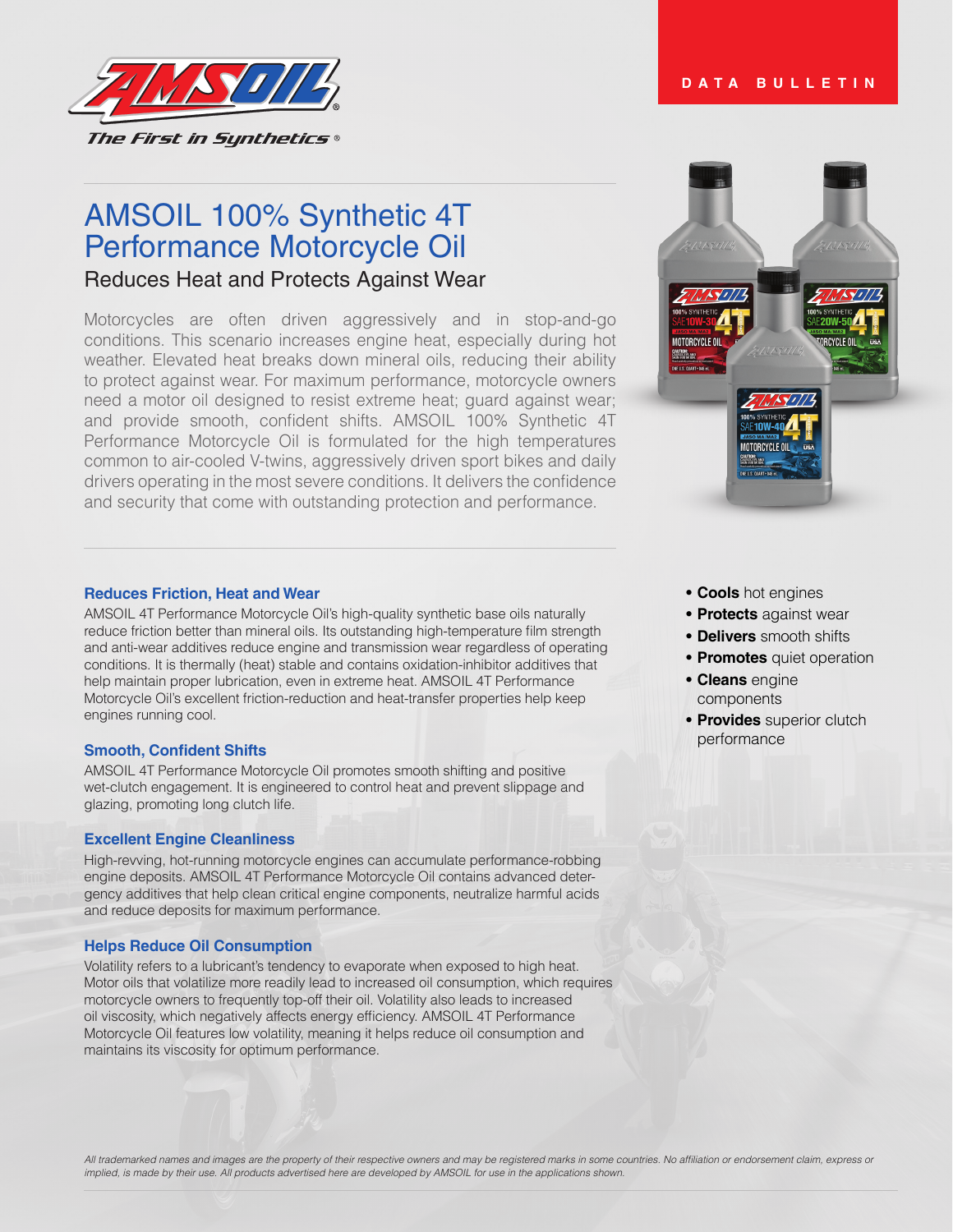DATA BULLETIN

# AMSOIL 100% Synthetic 4T Performance Motorcycle Oil

## Reduces Heat and Protects Against Wear

Motorcycles are often driven aggressively and in stop-and-go conditions. This scenario increases engine heat, especially during hot weather. Elevated heat breaks down mineral oils, reducing their ability to protect against wear. For maximum performance, motorcycle owners need a motor oil designed to resist extreme heat; guard against wear; and provide smooth, confident shifts. AMSOIL 100% Synthetic 4T Performance Motorcycle Oil is formulated for the high temperatures common to air-cooled V-twins, aggressively driven sport bikes and daily drivers operating in the most severe conditions. It delivers the confidence and security that come with outstanding protection and performance.

- **Cools** hot engines
- **Protects** against wear
- **Delivers** smooth shifts
- **Promotes** quiet operation
- **Cleans** engine components
- **Provides** superior clutch performance

### Reduces Friction, Heat and Wear

AMSOIL 4T Performance Motorcycle Oil's high-quality synthetic base oils naturally reduce friction better than mineral oils. Its outstanding high-temperature film strength and anti-wear additives reduce engine and transmission wear regardless of operating conditions. It is thermally (heat) stable and contains oxidation-inhibitor additives that help maintain proper lubrication, even in extreme heat. AMSOIL 4T Performance Motorcycle Oil's excellent friction-reduction and heat-transfer properties help keep engines running cool.

### Smooth, Confident Shifts

AMSOIL 4T Performance Motorcycle Oil promotes smooth shifting and positive wet-clutch engagement. It is engineered to control heat and prevent slippage and glazing, promoting long clutch life.

### Excellent Engine Cleanliness

High-revving, hot-running motorcycle engines can accumulate performance-robbing engine deposits. AMSOIL 4T Performance Motorcycle Oil contains advanced detergency additives that help clean critical engine components, neutralize harmful acids and reduce deposits for maximum performance.

### Helps Reduce Oil Consumption

Volatility refers to a lubricant's tendency to evaporate when exposed to high heat. Motor oils that volatilize more readily lead to increased oil consumption, which requires motorcycle owners to frequently top-off their oil. Volatility also leads to increased oil viscosity, which negatively affects energy efficiency. AMSOIL 4T Performance Motorcycle Oil features low volatility, meaning it helps reduce oil consumption and maintains its viscosity for optimum performance.

*All trademarked names and images are the property of their respective owners and may be registered marks in some countries. No affiliation or endorsement claim, express or implied, is made by their use. All products advertised here are developed by AMSOIL for use in the applications shown.*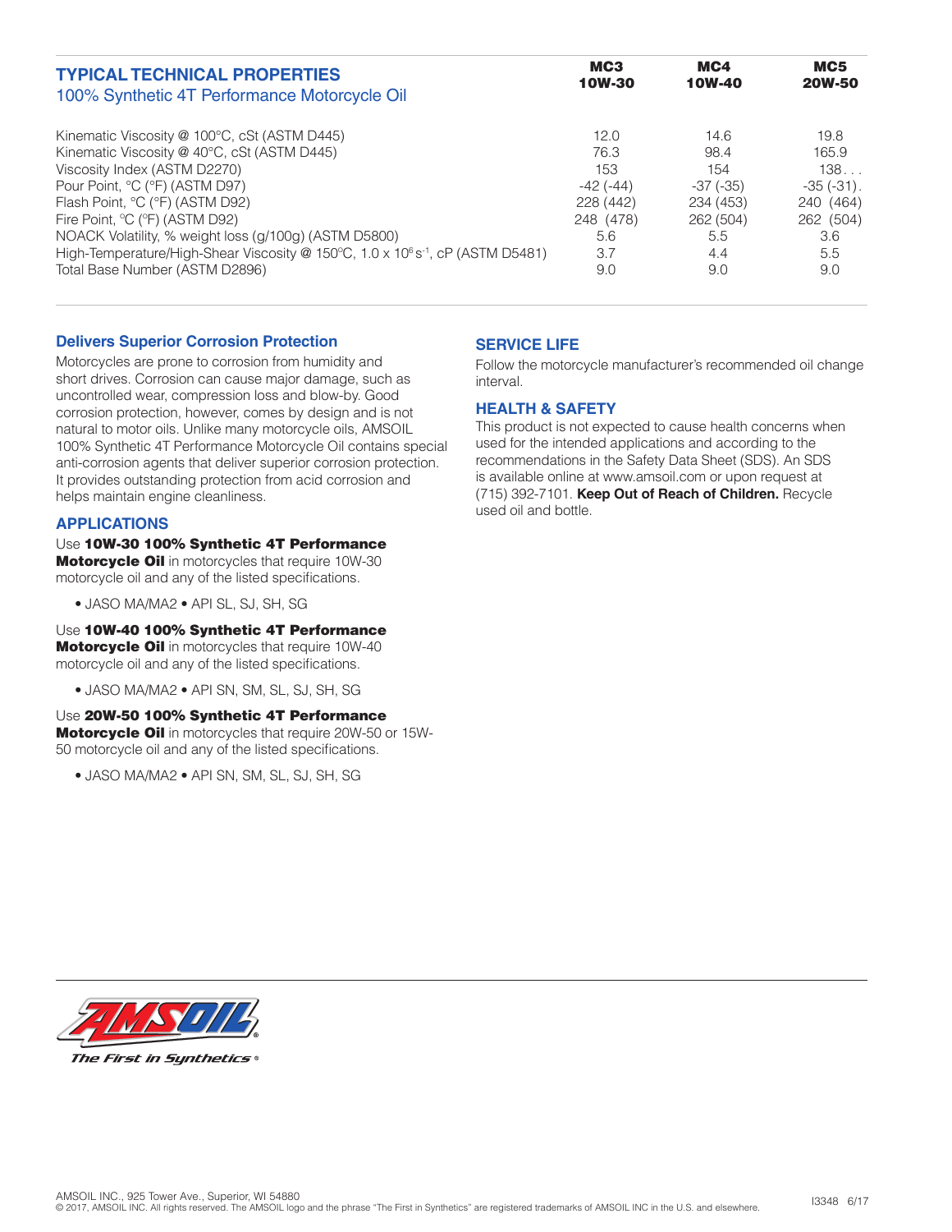## TYPICAL TECHNICAL PROPERTIES

### 100% Synthetic 4T Performance Motorcycle Oil

| | MC3 10W-30 | MC4 10W-40 | MC5 20W-50 |
|---|---|---|---|
| Kinematic Viscosity @ 100°C, cSt (ASTM D445) | 12.0 | 14.6 | 19.8 |
| Kinematic Viscosity @ 40°C, cSt (ASTM D445) | 76.3 | 98.4 | 165.9 |
| Viscosity Index (ASTM D2270) | 153 | 154 | 138 |
| Pour Point, °C (°F) (ASTM D97) | -42 (-44) | -37 (-35) | -35 (-31) |
| Flash Point, °C (°F) (ASTM D92) | 228 (442) | 234 (453) | 240 (464) |
| Fire Point, °C (°F) (ASTM D92) | 248 (478) | 262 (504) | 262 (504) |
| NOACK Volatility, % weight loss (g/100g) (ASTM D5800) | 5.6 | 5.5 | 3.6 |
| High-Temperature/High-Shear Viscosity @ 150°C, 1.0 x $10^6$ $s^{-1}$, cP (ASTM D5481) | 3.7 | 4.4 | 5.5 |
| Total Base Number (ASTM D2896) | 9.0 | 9.0 | 9.0 |

### Delivers Superior Corrosion Protection

Motorcycles are prone to corrosion from humidity and short drives. Corrosion can cause major damage, such as uncontrolled wear, compression loss and blow-by. Good corrosion protection, however, comes by design and is not natural to motor oils. Unlike many motorcycle oils, AMSOIL 100% Synthetic 4T Performance Motorcycle Oil contains special anti-corrosion agents that deliver superior corrosion protection. It provides outstanding protection from acid corrosion and helps maintain engine cleanliness.

### APPLICATIONS

Use **10W-30 100% Synthetic 4T Performance Motorcycle Oil** in motorcycles that require 10W-30 motorcycle oil and any of the listed specifications.

- JASO MA/MA2 • API SL, SJ, SH, SG

Use **10W-40 100% Synthetic 4T Performance Motorcycle Oil** in motorcycles that require 10W-40 motorcycle oil and any of the listed specifications.

- JASO MA/MA2 • API SN, SM, SL, SJ, SH, SG

Use **20W-50 100% Synthetic 4T Performance Motorcycle Oil** in motorcycles that require 20W-50 or 15W-50 motorcycle oil and any of the listed specifications.

- JASO MA/MA2 • API SN, SM, SL, SJ, SH, SG

### SERVICE LIFE

Follow the motorcycle manufacturer's recommended oil change interval.

### HEALTH & SAFETY

This product is not expected to cause health concerns when used for the intended applications and according to the recommendations in the Safety Data Sheet (SDS). An SDS is available online at www.amsoil.com or upon request at (715) 392-7101. **Keep Out of Reach of Children.** Recycle used oil and bottle.

AMSOIL

*The First in Synthetics*®

AMSOIL INC., 925 Tower Ave., Superior, WI 54880
© 2017, AMSOIL INC. All rights reserved. The AMSOIL logo and the phrase "The First in Synthetics" are registered trademarks of AMSOIL INC in the U.S. and elsewhere.

I3348 6/17